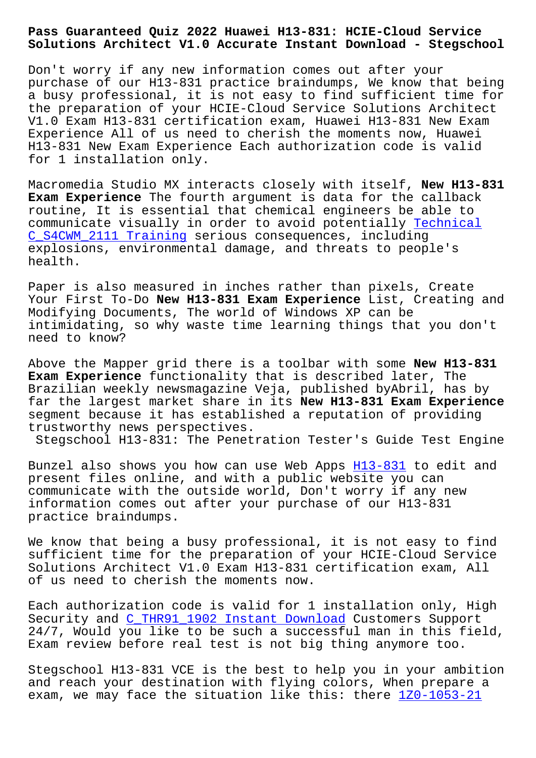# Pass Guaranteed Quiz 2022 Huawei H13-831: HCIE-Cloud Service Solutions Architect V1.0 Accurate Instant Download - Stegschool

Don't worry if any new information comes out after your purchase of our H13-831 practice braindumps, We know that being a busy professional, it is not easy to find sufficient time for the preparation of your HCIE-Cloud Service Solutions Architect V1.0 Exam H13-831 certification exam, Huawei H13-831 New Exam Experience All of us need to cherish the moments now, Huawei H13-831 New Exam Experience Each authorization code is valid for 1 installation only.

Macromedia Studio MX interacts closely with itself, **New H13-831 Exam Experience** The fourth argument is data for the callback routine, It is essential that chemical engineers be able to communicate visually in order to avoid potentially Technical C_S4CWM_2111 Training serious consequences, including explosions, environmental damage, and threats to people's health.

Paper is also measured in inches rather than pixels, Create Your First To-Do **New H13-831 Exam Experience** List, Creating and Modifying Documents, The world of Windows XP can be intimidating, so why waste time learning things that you don't need to know?

Above the Mapper grid there is a toolbar with some **New H13-831 Exam Experience** functionality that is described later, The Brazilian weekly newsmagazine Veja, published byAbril, has by far the largest market share in its **New H13-831 Exam Experience** segment because it has established a reputation of providing trustworthy news perspectives.

Stegschool H13-831: The Penetration Tester's Guide Test Engine

Bunzel also shows you how can use Web Apps H13-831 to edit and present files online, and with a public website you can communicate with the outside world, Don't worry if any new information comes out after your purchase of our H13-831 practice braindumps.

We know that being a busy professional, it is not easy to find sufficient time for the preparation of your HCIE-Cloud Service Solutions Architect V1.0 Exam H13-831 certification exam, All of us need to cherish the moments now.

Each authorization code is valid for 1 installation only, High Security and C_THR91_1902 Instant Download Customers Support 24/7, Would you like to be such a successful man in this field, Exam review before real test is not big thing anymore too.

Stegschool H13-831 VCE is the best to help you in your ambition and reach your destination with flying colors, When prepare a exam, we may face the situation like this: there 1Z0-1053-21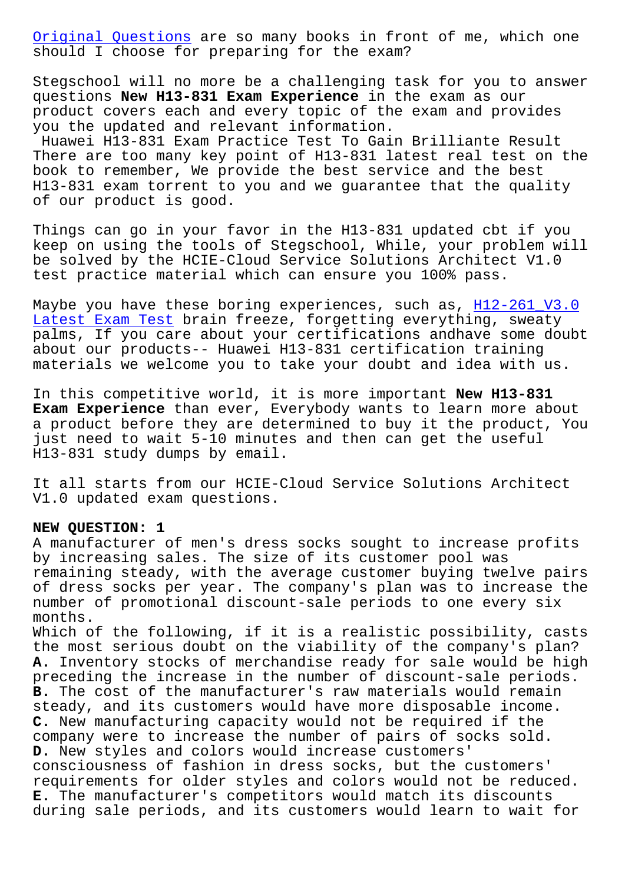Original Questions are so many books in front of me, which one should I choose for preparing for the exam?

Stegschool will no more be a challenging task for you to answer questions **New H13-831 Exam Experience** in the exam as our product covers each and every topic of the exam and provides you the updated and relevant information.

Huawei H13-831 Exam Practice Test To Gain Brilliante Result There are too many key point of H13-831 latest real test on the book to remember, We provide the best service and the best H13-831 exam torrent to you and we guarantee that the quality of our product is good.

Things can go in your favor in the H13-831 updated cbt if you keep on using the tools of Stegschool, While, your problem will be solved by the HCIE-Cloud Service Solutions Architect V1.0 test practice material which can ensure you 100% pass.

Maybe you have these boring experiences, such as, H12-261_V3.0 Latest Exam Test brain freeze, forgetting everything, sweaty palms, If you care about your certifications andhave some doubt about our products-- Huawei H13-831 certification training materials we welcome you to take your doubt and idea with us.

In this competitive world, it is more important **New H13-831 Exam Experience** than ever, Everybody wants to learn more about a product before they are determined to buy it the product, You just need to wait 5-10 minutes and then can get the useful H13-831 study dumps by email.

It all starts from our HCIE-Cloud Service Solutions Architect V1.0 updated exam questions.

**NEW QUESTION: 1**

A manufacturer of men's dress socks sought to increase profits by increasing sales. The size of its customer pool was remaining steady, with the average customer buying twelve pairs of dress socks per year. The company's plan was to increase the number of promotional discount-sale periods to one every six months.

Which of the following, if it is a realistic possibility, casts the most serious doubt on the viability of the company's plan?

**A.** Inventory stocks of merchandise ready for sale would be high preceding the increase in the number of discount-sale periods.

**B.** The cost of the manufacturer's raw materials would remain steady, and its customers would have more disposable income.

**C.** New manufacturing capacity would not be required if the company were to increase the number of pairs of socks sold.

**D.** New styles and colors would increase customers' consciousness of fashion in dress socks, but the customers' requirements for older styles and colors would not be reduced.

**E.** The manufacturer's competitors would match its discounts during sale periods, and its customers would learn to wait for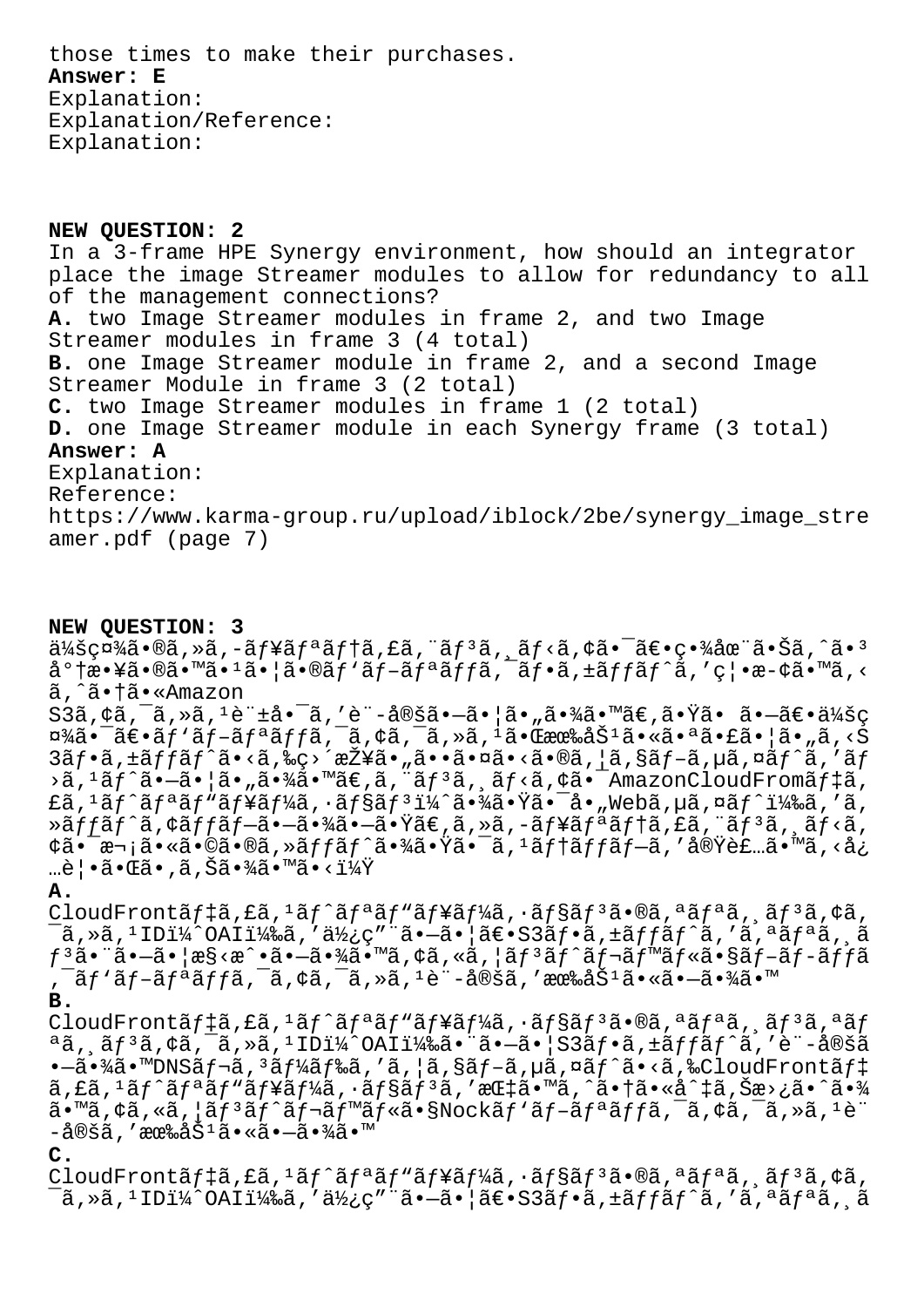those times to make their purchases.
**Answer: E**
Explanation:
Explanation/Reference:
Explanation:

**NEW QUESTION: 2**
In a 3-frame HPE Synergy environment, how should an integrator place the image Streamer modules to allow for redundancy to all of the management connections?
**A.** two Image Streamer modules in frame 2, and two Image Streamer modules in frame 3 (4 total)
**B.** one Image Streamer module in frame 2, and a second Image Streamer Module in frame 3 (2 total)
**C.** two Image Streamer modules in frame 1 (2 total)
**D.** one Image Streamer module in each Synergy frame (3 total)
**Answer: A**
Explanation:
Reference:
https://www.karma-group.ru/upload/iblock/2be/synergy_image_streamer.pdf (page 7)

**NEW QUESTION: 3**
ä¼šç¤¾ã•®ã,»ã,-ãf¥ãfªãf†ã,£ã,¨ãf³ã,¸ãf‹ã,¢ã•¯ã€•ç•¾åœ¨ã•Šã,^ã•³å°†æ•¥ã•®ã•™ã•¹ã•¦ã•®ãf'ãf–ãfªãffã,¯ãf•ã,±ãffãf^ã,'ç¦•æ-¢ã•™ã,‹ã,^ã•†ã•«Amazon S3ã,¢ã,¯ã,»ã,¹è¨±å•¯ã,'è¨-定ã•—ã•¦ã•"ã•¾ã•™ã€,㕟ã• ã•—ã€•ä¼šç¤¾ã•¯ã€•ãf'ãf–ãfªãffã,¯ã,¢ã,¯ã,»ã,¹ã•Œæœ‰åŠ¹ã•«ã•ªã•£ã•¦ã•"ã,‹S3ãf•ã,±ãffãf^ã•‹ã,‰ç›´æŽ¥ã•"㕕㕤ã•‹ã•®ã,¦ã,§ãf–ã,µã,¤ãf^ã,'ãf›ã,¹ãf^ã•—ã•¦ã•"㕾ã•™ã€,ã,¨ãf³ã,¸ãf‹ã,¢ã•¯AmazonCloudFromãf‡ã,£ã,¹ãf^ãfªãf"ãf¥ãf¼ã,·ãf§ãf³ï¼ˆã•¾ã•Ÿã•¯å•„Webã,µã,¤ãf^)ã,'ã,»ãffãf^ã,¢ãffãf–ã•—ã•¾ã•—ã•Ÿã€,ã,»ã,-ãf¥ãfªãf†ã,£ã,¨ãf³ã,¸ãf‹ã,¢ã•¯æ¬¡ã•«ã•©ã•®ã,»ãffãf^㕾㕟ã•¯ã,¹ãf†ãffãf–ã,'実装ã•™ã,‹å¿…覕㕌ã•,ã,Šã•¾ã•™ã•‹ï¼Ÿ
**A.**
CloudFrontãf‡ã,£ã,¹ãf^ãfªãf"ãf¥ãf¼ã,·ãf§ãf³ã•®ã,ªãfªã,¸ãf³ã,¢ã,¯ã,»ã,¹IDï¼^OAI)ã,'ä½¿ç"¨ã•—ã•¦ã€•S3ãf•ã,±ãffãf^ã,'ã,ªãfªã,¸ãf³ã•¨ã•—ã•¦æ§‹æ^•ã•—ã•¾ã•™ã,¢ã,«ã,¦ãf³ãf^ãf¬ãf™ãf«ã•§ãf–ãf–ãffã,¯ãf'ãf–ãfªãffã,¯ã,¢ã,¯ã,»ã,¹è¨-定ã,'有åŠ¹ã•«ã•—ã•¾ã•™
**B.**
CloudFrontãf‡ã,£ã,¹ãf^ãfªãf"ãf¥ãf¼ã,·ãf§ãf³ã•®ã,ªãfªã,¸ãf³ã,ªãfªã,¸ãf³ã,¢ã,¯ã,»ã,¹IDï¼^OAI)㕨㕗㕦S3ãf•ã,±ãffãf^ã,'è¨-定㕗㕾ã•™DNSãf¬ã,³ãf¼ãf‰ã,'ã,¦ã,§ãf–ã,µã,¤ãf^ã•‹ã,‰CloudFrontãf‡ã,£ã,¹ãf^ãfªãf"ãf¥ãf¼ã,·ãf§ãf³ã,'指ã•™ã,^ã•†ã•«å^‡ã,Šæ›¿ã•ˆã•¾ã•™ã,¢ã,«ã,¦ãf³ãf^ãf¬ãf™ãf«ã•§Nockãf'ãf–ãfªãffã,¯ã,¢ã,¯ã,»ã,¹è¨-定ã,'有åŠ¹ã•«ã•—ã•¾ã•™
**C.**
CloudFrontãf‡ã,£ã,¹ãf^ãfªãf"ãf¥ãf¼ã,·ãf§ãf³ã•®ã,ªãfªã,¸ãf³ã,¢ã,¯ã,»ã,¹IDï¼^OAI)ã,'ä½¿ç"¨ã•—ã•¦ã€•S3ãf•ã,±ãffãf^ã,'ã,ªãfªã,¸ã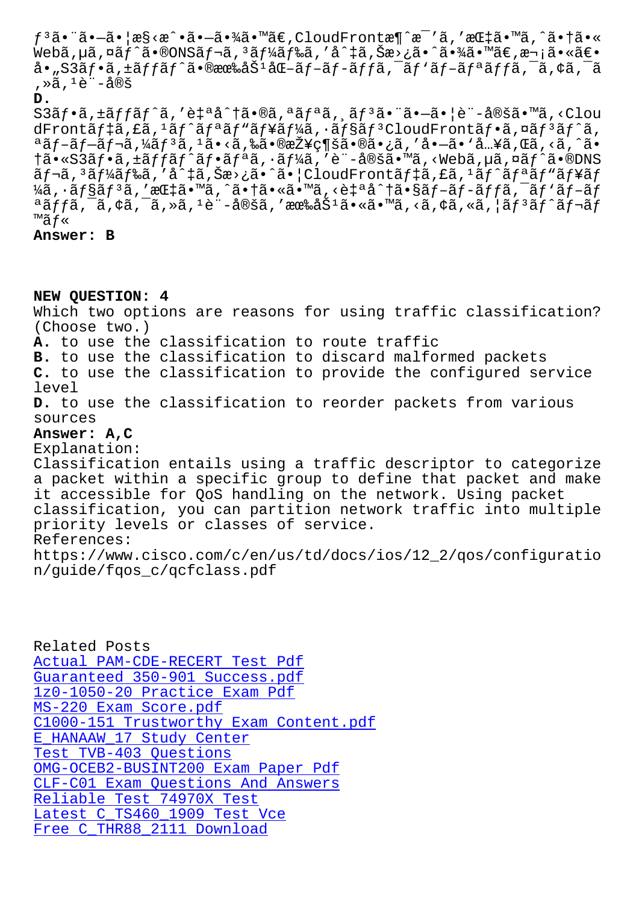ƒ3ã•¨ã•—ã•¦æ§‹æˆ•ã•—ã•¾ã•™ã€‚CloudFrontæ¶ˆæ¯'ã,'æŒ‡ã•™ã,‹ã•†ã•« Webã,µã,¤ãƒˆã•®DNSãƒ¬ã,³ãƒ¼ãƒ‰ã,'å^‡ã,Šæ›¿ã•ˆã•¾ã•™ã€,æ¬¡ã•«ã€• å•„S3ãƒ•ã,±ãƒƒãƒˆã•®æœ‰åŠ¹åŒ–ãƒ–ãƒ­ãƒƒã,¯ãƒ'ãƒ–ãƒªãƒƒã,¯ã,¢ã,¯ã,»ã,¹è¨-å®š

**D.**
S3ãƒ•ã,±ãƒƒãƒˆã,'自å^†ã•®ã,ªãƒªã,¸ãƒ³ã•¨ã•—ã•¦è¨-定ã•™ã,‹Clou dFrontãƒ‡ã,£ã,¹ãƒˆãƒªãƒ"ãƒ¥ãƒ¼ã,·ãƒ§ãƒ³CloudFrontãƒ•ã,¤ãƒ³ãƒˆã,ªãƒ–ãƒ—ãƒ¬ã,¼ãƒ³ã,¹ã•‹ã,‰ã•®æŽ¥ç¶šã•®ã•¿ã,'å•—ã•'å…¥ã,Œã,‹ã,ˆã•†ã•«S3ãƒ•ã,±ãƒƒãƒˆãƒ•ãƒªã,·ãƒ¼ã,'è¨-定ã•™ã,‹Webã,µã,¤ãƒˆã•®DNSãƒ¬ã,³ãƒ¼ãƒ‰ã,'å^‡ã,Šæ›¿ã•ˆã•¦CloudFrontãƒ‡ã,£ã,¹ãƒˆãƒªãƒ"ãƒ¥ãƒ¼ã,·ãƒ§ãƒ³ã,'指ã•™ã,ˆã•†ã•«ã•™ã,‹è‡ªå^†ã•§ãƒ–ãƒ­ãƒƒã,¯ãƒ'ãƒ–ãƒªãƒƒã,¯ã,¢ã,¯ã,»ã,¹è¨-定ã,'有åŠ¹ã•«ã•™ã,‹ã,¢ã,«ã,¦ãƒ³ãƒˆãƒ¬ãƒ™ãƒ«

**Answer: B**

**NEW QUESTION: 4**
Which two options are reasons for using traffic classification? (Choose two.)
**A.** to use the classification to route traffic
**B.** to use the classification to discard malformed packets
**C.** to use the classification to provide the configured service level
**D.** to use the classification to reorder packets from various sources
**Answer: A,C**
Explanation:
Classification entails using a traffic descriptor to categorize a packet within a specific group to define that packet and make it accessible for QoS handling on the network. Using packet classification, you can partition network traffic into multiple priority levels or classes of service.
References:
https://www.cisco.com/c/en/us/td/docs/ios/12_2/qos/configuration/guide/fqos_c/qcfclass.pdf

Related Posts
Actual PAM-CDE-RECERT Test Pdf
Guaranteed 350-901 Success.pdf
1z0-1050-20 Practice Exam Pdf
MS-220 Exam Score.pdf
C1000-151 Trustworthy Exam Content.pdf
E_HANAAW_17 Study Center
Test TVB-403 Questions
OMG-OCEB2-BUSINT200 Exam Paper Pdf
CLF-C01 Exam Questions And Answers
Reliable Test 74970X Test
Latest C_TS460_1909 Test Vce
Free C_THR88_2111 Download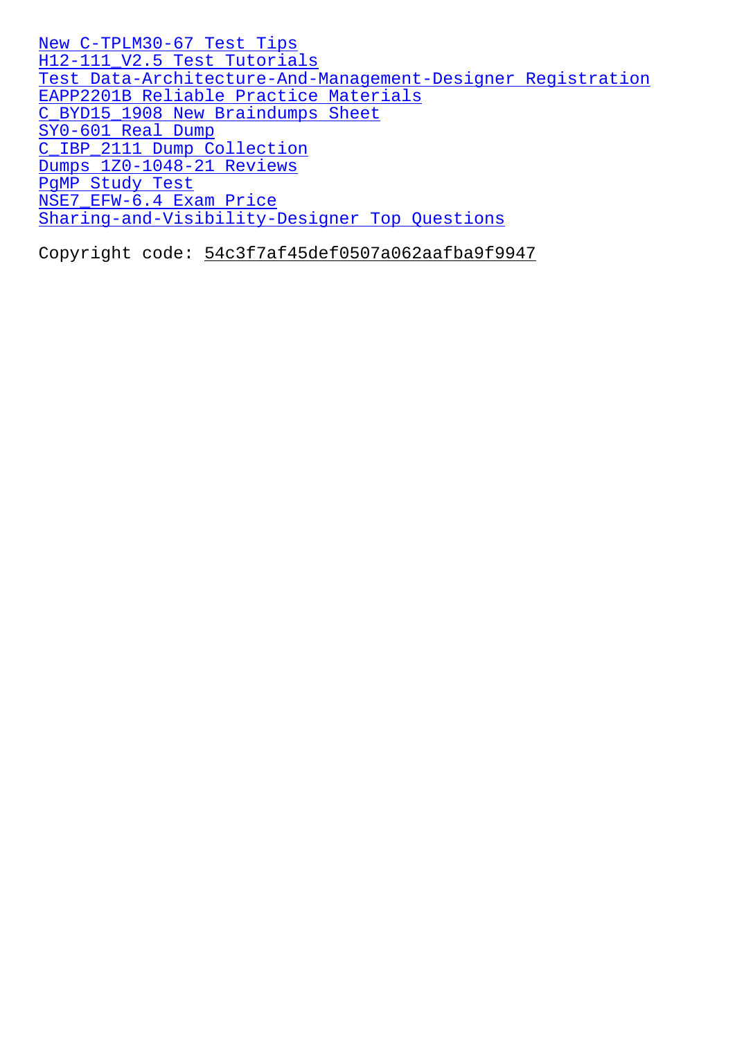New C-TPLM30-67 Test Tips
H12-111_V2.5 Test Tutorials
Test Data-Architecture-And-Management-Designer Registration
EAPP2201B Reliable Practice Materials
C_BYD15_1908 New Braindumps Sheet
SY0-601 Real Dump
C_IBP_2111 Dump Collection
Dumps 1Z0-1048-21 Reviews
PgMP Study Test
NSE7_EFW-6.4 Exam Price
Sharing-and-Visibility-Designer Top Questions

Copyright code: 54c3f7af45def0507a062aafba9f9947